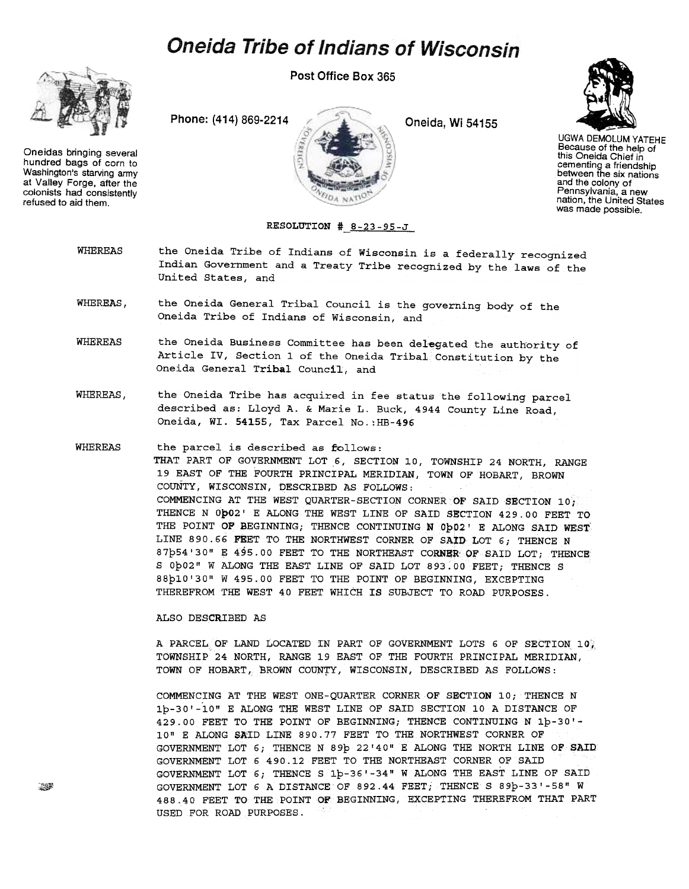# Oneida Tribe of Indians of Wisconsin

Post Office Box 365

Phone: (414) 869-2214

Oneida, Wi 54155

Oneidas bringing several hundred bags of corn to Washington's starving army at Valley Forge, after the colonists had consistently refused to aid them.

UGWA DEMOLUM YATEHE
Because of the help of this Oneida Chief in cementing a friendship between the six nations and the colony of Pennsylvania, a new nation, the United States was made possible.

RESOLUTION # 8-23-95-J

WHEREAS the Oneida Tribe of Indians of Wisconsin is a federally recognized Indian Government and a Treaty Tribe recognized by the laws of the United States, and

WHEREAS, the Oneida General Tribal Council is the governing body of the Oneida Tribe of Indians of Wisconsin, and

WHEREAS the Oneida Business Committee has been delegated the authority of Article IV, Section 1 of the Oneida Tribal Constitution by the Oneida General Tribal Council, and

WHEREAS, the Oneida Tribe has acquired in fee status the following parcel described as: Lloyd A. & Marie L. Buck, 4944 County Line Road, Oneida, WI. 54155, Tax Parcel No.:HB-496

WHEREAS the parcel is described as follows:
THAT PART OF GOVERNMENT LOT 6, SECTION 10, TOWNSHIP 24 NORTH, RANGE 19 EAST OF THE FOURTH PRINCIPAL MERIDIAN, TOWN OF HOBART, BROWN COUNTY, WISCONSIN, DESCRIBED AS FOLLOWS:
COMMENCING AT THE WEST QUARTER-SECTION CORNER OF SAID SECTION 10; THENCE N 0þ02' E ALONG THE WEST LINE OF SAID SECTION 429.00 FEET TO THE POINT OF BEGINNING; THENCE CONTINUING N 0þ02' E ALONG SAID WEST LINE 890.66 FEET TO THE NORTHWEST CORNER OF SAID LOT 6; THENCE N 87þ54'30" E 495.00 FEET TO THE NORTHEAST CORNER OF SAID LOT; THENCE S 0þ02" W ALONG THE EAST LINE OF SAID LOT 893.00 FEET; THENCE S 88þ10'30" W 495.00 FEET TO THE POINT OF BEGINNING, EXCEPTING THEREFROM THE WEST 40 FEET WHICH IS SUBJECT TO ROAD PURPOSES.

ALSO DESCRIBED AS

A PARCEL OF LAND LOCATED IN PART OF GOVERNMENT LOTS 6 OF SECTION 10, TOWNSHIP 24 NORTH, RANGE 19 EAST OF THE FOURTH PRINCIPAL MERIDIAN, TOWN OF HOBART, BROWN COUNTY, WISCONSIN, DESCRIBED AS FOLLOWS:

COMMENCING AT THE WEST ONE-QUARTER CORNER OF SECTION 10; THENCE N 1þ-30'-10" E ALONG THE WEST LINE OF SAID SECTION 10 A DISTANCE OF 429.00 FEET TO THE POINT OF BEGINNING; THENCE CONTINUING N 1þ-30'-10" E ALONG SAID LINE 890.77 FEET TO THE NORTHWEST CORNER OF GOVERNMENT LOT 6; THENCE N 89þ 22'40" E ALONG THE NORTH LINE OF SAID GOVERNMENT LOT 6 490.12 FEET TO THE NORTHEAST CORNER OF SAID GOVERNMENT LOT 6; THENCE S 1þ-36'-34" W ALONG THE EAST LINE OF SAID GOVERNMENT LOT 6 A DISTANCE OF 892.44 FEET; THENCE S 89þ-33'-58" W 488.40 FEET TO THE POINT OF BEGINNING, EXCEPTING THEREFROM THAT PART USED FOR ROAD PURPOSES.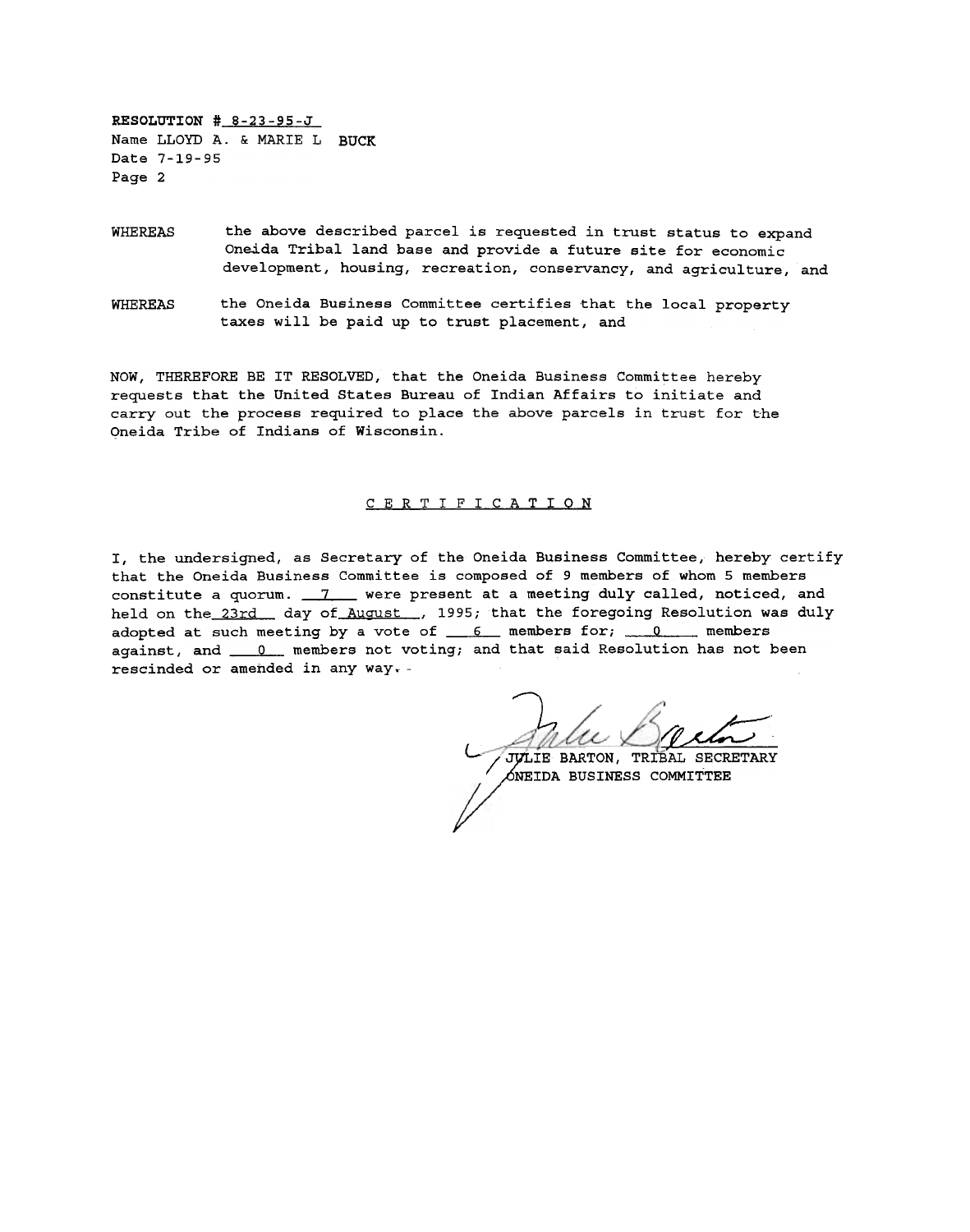**RESOLUTION #** 8-23-95-J
Name LLOYD A. & MARIE L BUCK
Date 7-19-95
Page 2

WHEREAS the above described parcel is requested in trust status to expand Oneida Tribal land base and provide a future site for economic development, housing, recreation, conservancy, and agriculture, and

WHEREAS the Oneida Business Committee certifies that the local property taxes will be paid up to trust placement, and

NOW, THEREFORE BE IT RESOLVED, that the Oneida Business Committee hereby requests that the United States Bureau of Indian Affairs to initiate and carry out the process required to place the above parcels in trust for the Oneida Tribe of Indians of Wisconsin.

## C E R T I F I C A T I O N

I, the undersigned, as Secretary of the Oneida Business Committee, hereby certify that the Oneida Business Committee is composed of 9 members of whom 5 members constitute a quorum. 7 were present at a meeting duly called, noticed, and held on the 23rd day of August, 1995; that the foregoing Resolution was duly adopted at such meeting by a vote of 6 members for; 0 members against, and 0 members not voting; and that said Resolution has not been rescinded or amended in any way.

JULIE BARTON, TRIBAL SECRETARY
ONEIDA BUSINESS COMMITTEE